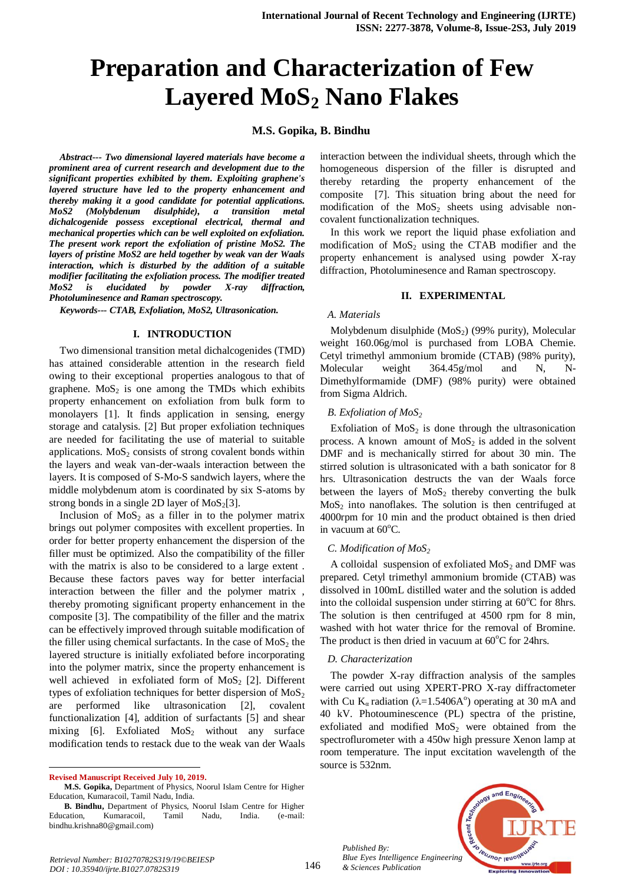# Preparation and Characterization of Few Layered $MoS_2$ Nano Flakes

**M.S. Gopika, B. Bindhu**

***Abstract--- Two dimensional layered materials have become a prominent area of current research and development due to the significant properties exhibited by them. Exploiting graphene's layered structure have led to the property enhancement and thereby making it a good candidate for potential applications. MoS2 (Molybdenum disulphide), a transition metal dichalcogenide possess exceptional electrical, thermal and mechanical properties which can be well exploited on exfoliation. The present work report the exfoliation of pristine MoS2. The layers of pristine MoS2 are held together by weak van der Waals interaction, which is disturbed by the addition of a suitable modifier facilitating the exfoliation process. The modifier treated MoS2 is elucidated by powder X-ray diffraction, Photoluminesence and Raman spectroscopy.***

***Keywords--- CTAB, Exfoliation, MoS2, Ultrasonication.***

## I. INTRODUCTION

Two dimensional transition metal dichalcogenides (TMD) has attained considerable attention in the research field owing to their exceptional properties analogous to that of graphene. $MoS_2$ is one among the TMDs which exhibits property enhancement on exfoliation from bulk form to monolayers [1]. It finds application in sensing, energy storage and catalysis. [2] But proper exfoliation techniques are needed for facilitating the use of material to suitable applications. $MoS_2$ consists of strong covalent bonds within the layers and weak van-der-waals interaction between the layers. It is composed of S-Mo-S sandwich layers, where the middle molybdenum atom is coordinated by six S-atoms by strong bonds in a single 2D layer of $MoS_2$[3].

Inclusion of $MoS_2$ as a filler in to the polymer matrix brings out polymer composites with excellent properties. In order for better property enhancement the dispersion of the filler must be optimized. Also the compatibility of the filler with the matrix is also to be considered to a large extent . Because these factors paves way for better interfacial interaction between the filler and the polymer matrix , thereby promoting significant property enhancement in the composite [3]. The compatibility of the filler and the matrix can be effectively improved through suitable modification of the filler using chemical surfactants. In the case of $MoS_2$ the layered structure is initially exfoliated before incorporating into the polymer matrix, since the property enhancement is well achieved in exfoliated form of $MoS_2$ [2]. Different types of exfoliation techniques for better dispersion of $MoS_2$ are performed like ultrasonication [2], covalent functionalization [4], addition of surfactants [5] and shear mixing [6]. Exfoliated $MoS_2$ without any surface modification tends to restack due to the weak van der Waals interaction between the individual sheets, through which the homogeneous dispersion of the filler is disrupted and thereby retarding the property enhancement of the composite [7]. This situation bring about the need for modification of the $MoS_2$ sheets using advisable non-covalent functionalization techniques.

In this work we report the liquid phase exfoliation and modification of $MoS_2$ using the CTAB modifier and the property enhancement is analysed using powder X-ray diffraction, Photoluminesence and Raman spectroscopy.

## II. EXPERIMENTAL

### *A. Materials*

Molybdenum disulphide ($MoS_2$) (99% purity), Molecular weight 160.06g/mol is purchased from LOBA Chemie. Cetyl trimethyl ammonium bromide (CTAB) (98% purity), Molecular weight 364.45g/mol and N, N-Dimethylformamide (DMF) (98% purity) were obtained from Sigma Aldrich.

### *B. Exfoliation of $MoS_2$*

Exfoliation of $MoS_2$ is done through the ultrasonication process. A known amount of $MoS_2$ is added in the solvent DMF and is mechanically stirred for about 30 min. The stirred solution is ultrasonicated with a bath sonicator for 8 hrs. Ultrasonication destructs the van der Waals force between the layers of $MoS_2$ thereby converting the bulk $MoS_2$ into nanoflakes. The solution is then centrifuged at 4000rpm for 10 min and the product obtained is then dried in vacuum at 60°C.

### *C. Modification of $MoS_2$*

A colloidal suspension of exfoliated $MoS_2$ and DMF was prepared. Cetyl trimethyl ammonium bromide (CTAB) was dissolved in 100mL distilled water and the solution is added into the colloidal suspension under stirring at 60°C for 8hrs. The solution is then centrifuged at 4500 rpm for 8 min, washed with hot water thrice for the removal of Bromine. The product is then dried in vacuum at 60°C for 24hrs.

### *D. Characterization*

The powder X-ray diffraction analysis of the samples were carried out using XPERT-PRO X-ray diffractometer with Cu $K_\alpha$ radiation ($\lambda$=1.5406A°) operating at 30 mA and 40 kV. Photouminescence (PL) spectra of the pristine, exfoliated and modified $MoS_2$ were obtained from the spectroflurometer with a 450w high pressure Xenon lamp at room temperature. The input excitation wavelength of the source is 532nm.

---

**Revised Manuscript Received July 10, 2019.**

**M.S. Gopika,** Department of Physics, Noorul Islam Centre for Higher Education, Kumaracoil, Tamil Nadu, India.

**B. Bindhu,** Department of Physics, Noorul Islam Centre for Higher Education, Kumaracoil, Tamil Nadu, India. (e-mail: bindhu.krishna80@gmail.com)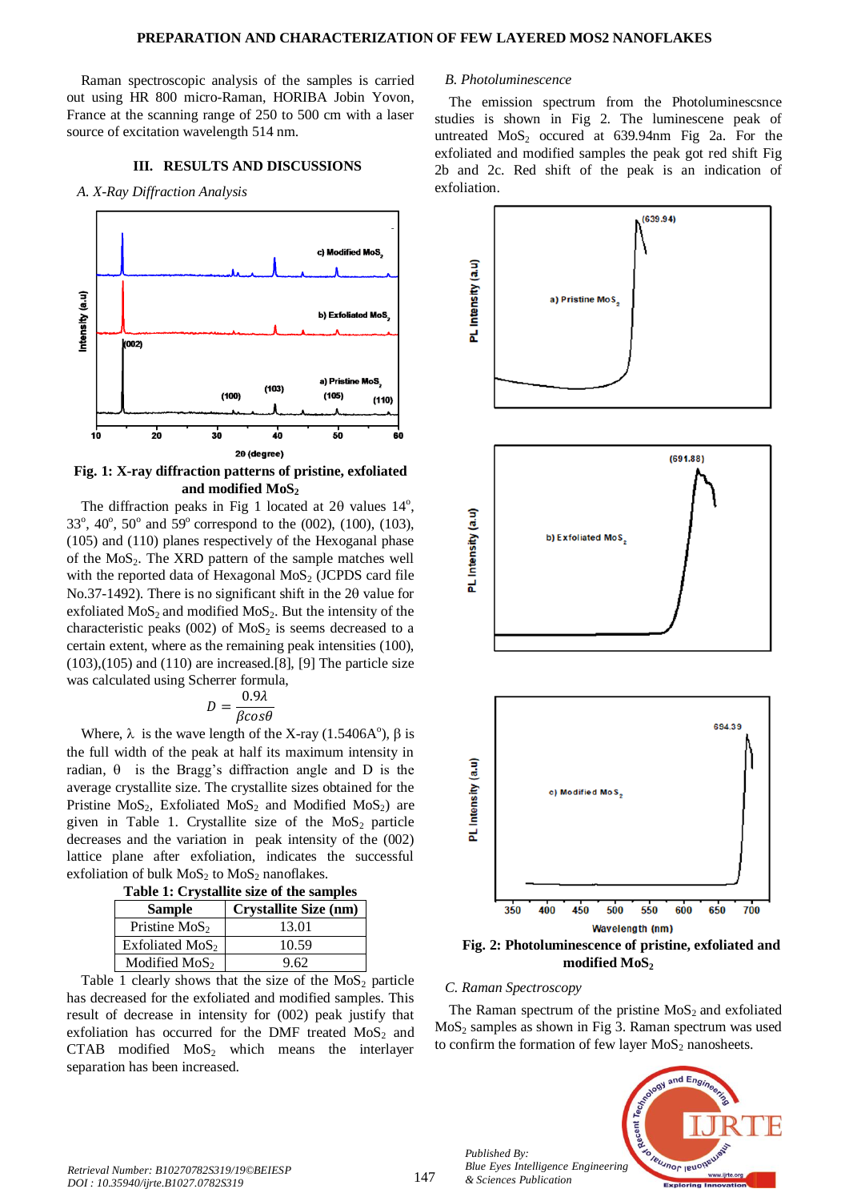Raman spectroscopic analysis of the samples is carried out using HR 800 micro-Raman, HORIBA Jobin Yovon, France at the scanning range of 250 to 500 cm with a laser source of excitation wavelength 514 nm.

## III. RESULTS AND DISCUSSIONS

### A. X-Ray Diffraction Analysis

**Fig. 1: X-ray diffraction patterns of pristine, exfoliated and modified $MoS_2$**

The diffraction peaks in Fig 1 located at 2θ values 14°, 33°, 40°, 50° and 59° correspond to the (002), (100), (103), (105) and (110) planes respectively of the Hexoganal phase of the $MoS_2$. The XRD pattern of the sample matches well with the reported data of Hexagonal $MoS_2$ (JCPDS card file No.37-1492). There is no significant shift in the 2θ value for exfoliated $MoS_2$ and modified $MoS_2$. But the intensity of the characteristic peaks (002) of $MoS_2$ is seems decreased to a certain extent, where as the remaining peak intensities (100), (103),(105) and (110) are increased.[8], [9] The particle size was calculated using Scherrer formula,

$$D = \frac{0.9\lambda}{\beta cos\theta}$$

Where, λ is the wave length of the X-ray (1.5406A°), β is the full width of the peak at half its maximum intensity in radian, θ is the Bragg's diffraction angle and D is the average crystallite size. The crystallite sizes obtained for the Pristine $MoS_2$, Exfoliated $MoS_2$ and Modified $MoS_2$) are given in Table 1. Crystallite size of the $MoS_2$ particle decreases and the variation in peak intensity of the (002) lattice plane after exfoliation, indicates the successful exfoliation of bulk $MoS_2$ to $MoS_2$ nanoflakes.

**Table 1: Crystallite size of the samples**

| Sample | Crystallite Size (nm) |
|---|---|
| Pristine $MoS_2$ | 13.01 |
| Exfoliated $MoS_2$ | 10.59 |
| Modified $MoS_2$ | 9.62 |

Table 1 clearly shows that the size of the $MoS_2$ particle has decreased for the exfoliated and modified samples. This result of decrease in intensity for (002) peak justify that exfoliation has occurred for the DMF treated $MoS_2$ and CTAB modified $MoS_2$ which means the interlayer separation has been increased.

### B. Photoluminescence

The emission spectrum from the Photoluminescsnce studies is shown in Fig 2. The luminescene peak of untreated $MoS_2$ occured at 639.94nm Fig 2a. For the exfoliated and modified samples the peak got red shift Fig 2b and 2c. Red shift of the peak is an indication of exfoliation.

**Fig. 2: Photoluminescence of pristine, exfoliated and modified $MoS_2$**

### C. Raman Spectroscopy

The Raman spectrum of the pristine $MoS_2$ and exfoliated $MoS_2$ samples as shown in Fig 3. Raman spectrum was used to confirm the formation of few layer $MoS_2$ nanosheets.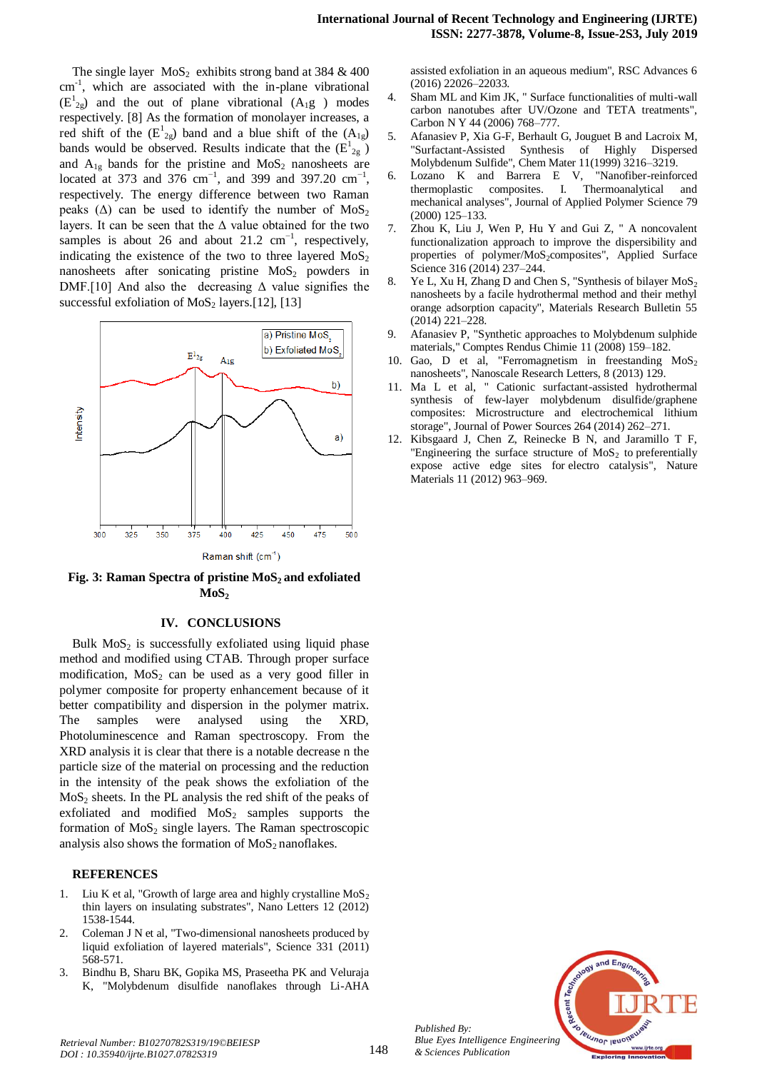The single layer $MoS_2$ exhibits strong band at 384 & 400 $cm^{-1}$, which are associated with the in-plane vibrational ($E^1_{2g}$) and the out of plane vibrational ($A_{1g}$) modes respectively. [8] As the formation of monolayer increases, a red shift of the ($E^1_{2g}$) band and a blue shift of the ($A_{1g}$) bands would be observed. Results indicate that the ($E^1_{2g}$) and $A_{1g}$ bands for the pristine and $MoS_2$ nanosheets are located at 373 and 376 $cm^{-1}$, and 399 and 397.20 $cm^{-1}$, respectively. The energy difference between two Raman peaks (Δ) can be used to identify the number of $MoS_2$ layers. It can be seen that the Δ value obtained for the two samples is about 26 and about 21.2 $cm^{-1}$, respectively, indicating the existence of the two to three layered $MoS_2$ nanosheets after sonicating pristine $MoS_2$ powders in DMF.[10] And also the decreasing Δ value signifies the successful exfoliation of $MoS_2$ layers.[12], [13]

a) Pristine MoS2
b) Exfoliated MoS2
E12g
A1g
b)
a)
Intensity
300 325 350 375 400 425 450 475 500
Raman shift (cm-1)

**Fig. 3: Raman Spectra of pristine $MoS_2$ and exfoliated $MoS_2$**

## IV. CONCLUSIONS

Bulk $MoS_2$ is successfully exfoliated using liquid phase method and modified using CTAB. Through proper surface modification, $MoS_2$ can be used as a very good filler in polymer composite for property enhancement because of it better compatibility and dispersion in the polymer matrix. The samples were analysed using the XRD, Photoluminescence and Raman spectroscopy. From the XRD analysis it is clear that there is a notable decrease n the particle size of the material on processing and the reduction in the intensity of the peak shows the exfoliation of the $MoS_2$ sheets. In the PL analysis the red shift of the peaks of exfoliated and modified $MoS_2$ samples supports the formation of $MoS_2$ single layers. The Raman spectroscopic analysis also shows the formation of $MoS_2$ nanoflakes.

## REFERENCES

1. Liu K et al, "Growth of large area and highly crystalline $MoS_2$ thin layers on insulating substrates", Nano Letters 12 (2012) 1538-1544.
2. Coleman J N et al, "Two-dimensional nanosheets produced by liquid exfoliation of layered materials", Science 331 (2011) 568-571.
3. Bindhu B, Sharu BK, Gopika MS, Praseetha PK and Veluraja K, "Molybdenum disulfide nanoflakes through Li-AHA assisted exfoliation in an aqueous medium", RSC Advances 6 (2016) 22026–22033.
4. Sham ML and Kim JK, " Surface functionalities of multi-wall carbon nanotubes after UV/Ozone and TETA treatments", Carbon N Y 44 (2006) 768–777.
5. Afanasiev P, Xia G-F, Berhault G, Jouguet B and Lacroix M, "Surfactant-Assisted Synthesis of Highly Dispersed Molybdenum Sulfide", Chem Mater 11(1999) 3216–3219.
6. Lozano K and Barrera E V, "Nanofiber-reinforced thermoplastic composites. I. Thermoanalytical and mechanical analyses", Journal of Applied Polymer Science 79 (2000) 125–133.
7. Zhou K, Liu J, Wen P, Hu Y and Gui Z, " A noncovalent functionalization approach to improve the dispersibility and properties of polymer/$MoS_2$composites", Applied Surface Science 316 (2014) 237–244.
8. Ye L, Xu H, Zhang D and Chen S, "Synthesis of bilayer $MoS_2$ nanosheets by a facile hydrothermal method and their methyl orange adsorption capacity", Materials Research Bulletin 55 (2014) 221–228.
9. Afanasiev P, "Synthetic approaches to Molybdenum sulphide materials," Comptes Rendus Chimie 11 (2008) 159–182.
10. Gao, D et al, "Ferromagnetism in freestanding $MoS_2$ nanosheets", Nanoscale Research Letters, 8 (2013) 129.
11. Ma L et al, " Cationic surfactant-assisted hydrothermal synthesis of few-layer molybdenum disulfide/graphene composites: Microstructure and electrochemical lithium storage", Journal of Power Sources 264 (2014) 262–271.
12. Kibsgaard J, Chen Z, Reinecke B N, and Jaramillo T F, "Engineering the surface structure of $MoS_2$ to preferentially expose active edge sites for electro catalysis", Nature Materials 11 (2012) 963–969.